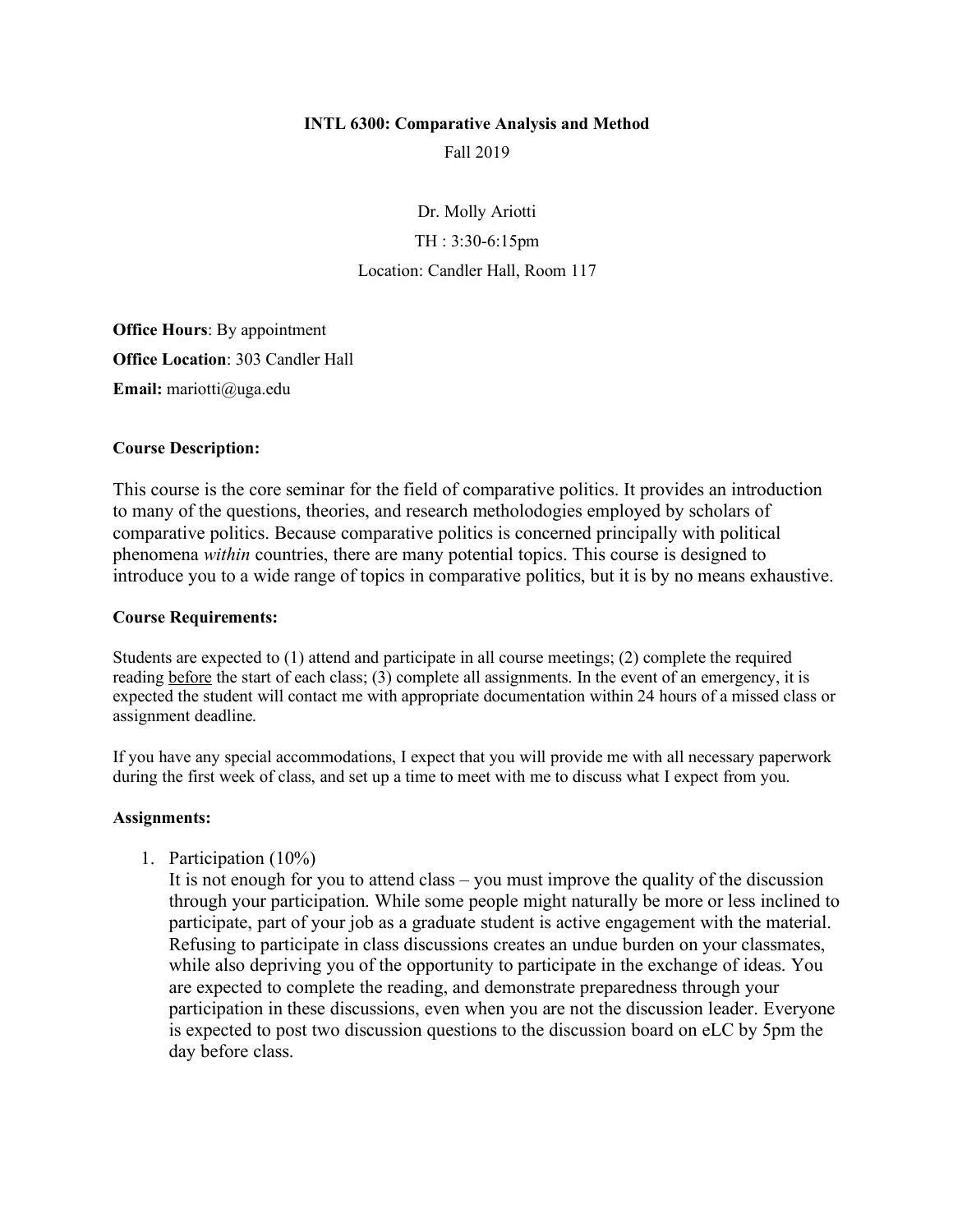**INTL 6300: Comparative Analysis and Method**

Fall 2019

Dr. Molly Ariotti

TH : 3:30-6:15pm

Location: Candler Hall, Room 117

**Office Hours**: By appointment

**Office Location**: 303 Candler Hall

**Email:** mariotti@uga.edu

**Course Description:**

This course is the core seminar for the field of comparative politics. It provides an introduction to many of the questions, theories, and research methodologies employed by scholars of comparative politics. Because comparative politics is concerned principally with political phenomena *within* countries, there are many potential topics. This course is designed to introduce you to a wide range of topics in comparative politics, but it is by no means exhaustive.

**Course Requirements:**

Students are expected to (1) attend and participate in all course meetings; (2) complete the required reading before the start of each class; (3) complete all assignments. In the event of an emergency, it is expected the student will contact me with appropriate documentation within 24 hours of a missed class or assignment deadline.

If you have any special accommodations, I expect that you will provide me with all necessary paperwork during the first week of class, and set up a time to meet with me to discuss what I expect from you.

**Assignments:**

1. Participation (10%)
   It is not enough for you to attend class – you must improve the quality of the discussion through your participation. While some people might naturally be more or less inclined to participate, part of your job as a graduate student is active engagement with the material. Refusing to participate in class discussions creates an undue burden on your classmates, while also depriving you of the opportunity to participate in the exchange of ideas. You are expected to complete the reading, and demonstrate preparedness through your participation in these discussions, even when you are not the discussion leader. Everyone is expected to post two discussion questions to the discussion board on eLC by 5pm the day before class.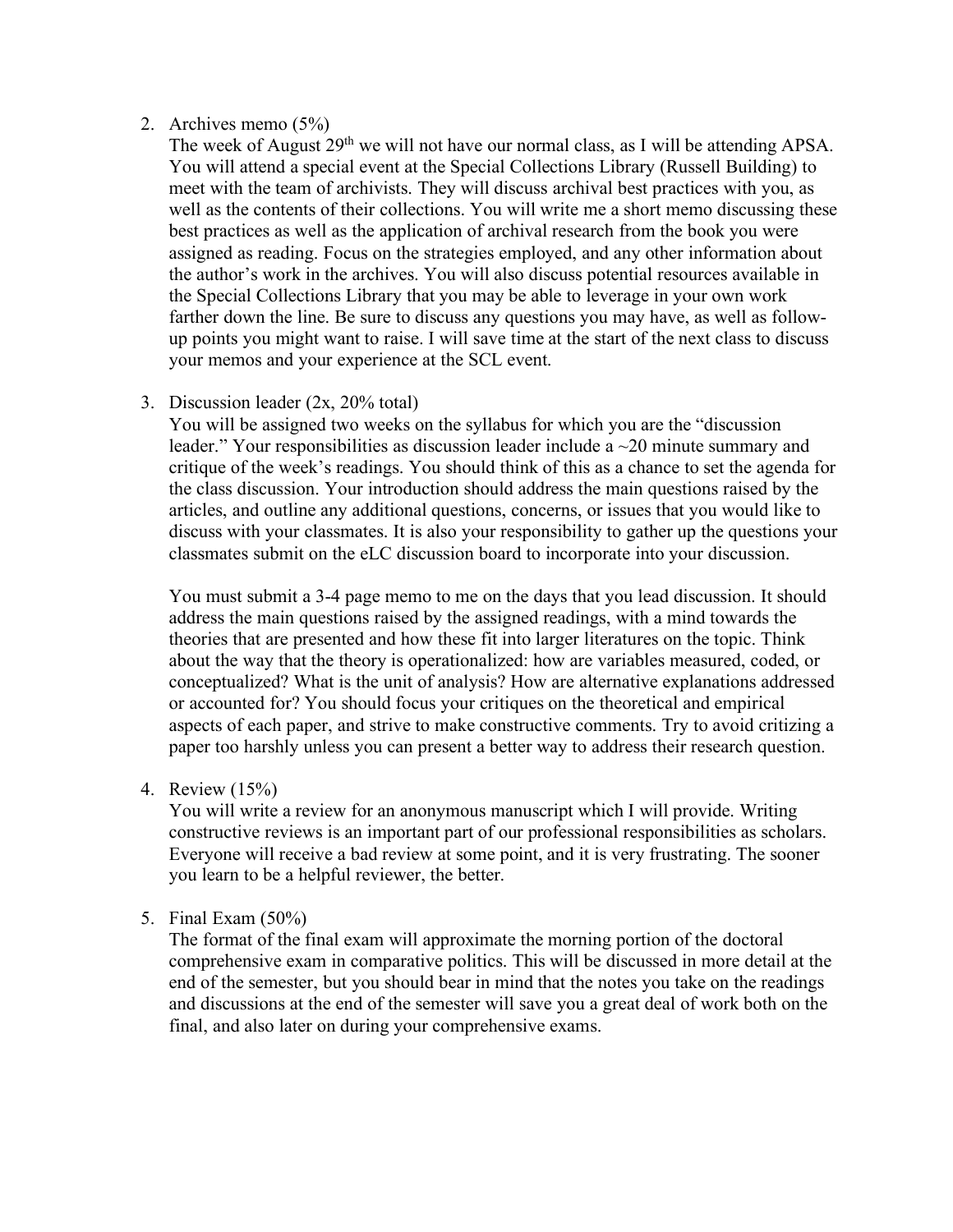2. Archives memo (5%)

   The week of August 29th we will not have our normal class, as I will be attending APSA. You will attend a special event at the Special Collections Library (Russell Building) to meet with the team of archivists. They will discuss archival best practices with you, as well as the contents of their collections. You will write me a short memo discussing these best practices as well as the application of archival research from the book you were assigned as reading. Focus on the strategies employed, and any other information about the author's work in the archives. You will also discuss potential resources available in the Special Collections Library that you may be able to leverage in your own work farther down the line. Be sure to discuss any questions you may have, as well as follow-up points you might want to raise. I will save time at the start of the next class to discuss your memos and your experience at the SCL event.

3. Discussion leader (2x, 20% total)

   You will be assigned two weeks on the syllabus for which you are the "discussion leader." Your responsibilities as discussion leader include a ~20 minute summary and critique of the week's readings. You should think of this as a chance to set the agenda for the class discussion. Your introduction should address the main questions raised by the articles, and outline any additional questions, concerns, or issues that you would like to discuss with your classmates. It is also your responsibility to gather up the questions your classmates submit on the eLC discussion board to incorporate into your discussion.

   You must submit a 3-4 page memo to me on the days that you lead discussion. It should address the main questions raised by the assigned readings, with a mind towards the theories that are presented and how these fit into larger literatures on the topic. Think about the way that the theory is operationalized: how are variables measured, coded, or conceptualized? What is the unit of analysis? How are alternative explanations addressed or accounted for? You should focus your critiques on the theoretical and empirical aspects of each paper, and strive to make constructive comments. Try to avoid critizing a paper too harshly unless you can present a better way to address their research question.

4. Review (15%)

   You will write a review for an anonymous manuscript which I will provide. Writing constructive reviews is an important part of our professional responsibilities as scholars. Everyone will receive a bad review at some point, and it is very frustrating. The sooner you learn to be a helpful reviewer, the better.

5. Final Exam (50%)

   The format of the final exam will approximate the morning portion of the doctoral comprehensive exam in comparative politics. This will be discussed in more detail at the end of the semester, but you should bear in mind that the notes you take on the readings and discussions at the end of the semester will save you a great deal of work both on the final, and also later on during your comprehensive exams.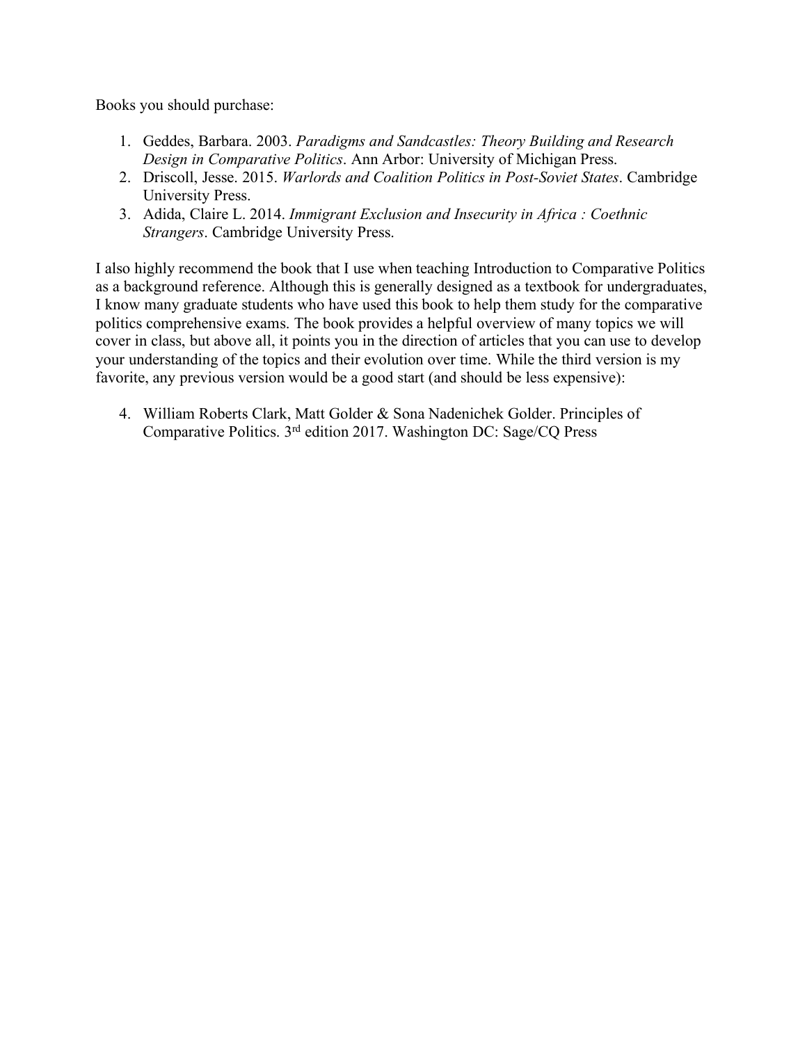Books you should purchase:

1. Geddes, Barbara. 2003. *Paradigms and Sandcastles: Theory Building and Research Design in Comparative Politics*. Ann Arbor: University of Michigan Press.
2. Driscoll, Jesse. 2015. *Warlords and Coalition Politics in Post-Soviet States*. Cambridge University Press.
3. Adida, Claire L. 2014. *Immigrant Exclusion and Insecurity in Africa : Coethnic Strangers*. Cambridge University Press.

I also highly recommend the book that I use when teaching Introduction to Comparative Politics as a background reference. Although this is generally designed as a textbook for undergraduates, I know many graduate students who have used this book to help them study for the comparative politics comprehensive exams. The book provides a helpful overview of many topics we will cover in class, but above all, it points you in the direction of articles that you can use to develop your understanding of the topics and their evolution over time. While the third version is my favorite, any previous version would be a good start (and should be less expensive):

4. William Roberts Clark, Matt Golder & Sona Nadenichek Golder. Principles of Comparative Politics. 3rd edition 2017. Washington DC: Sage/CQ Press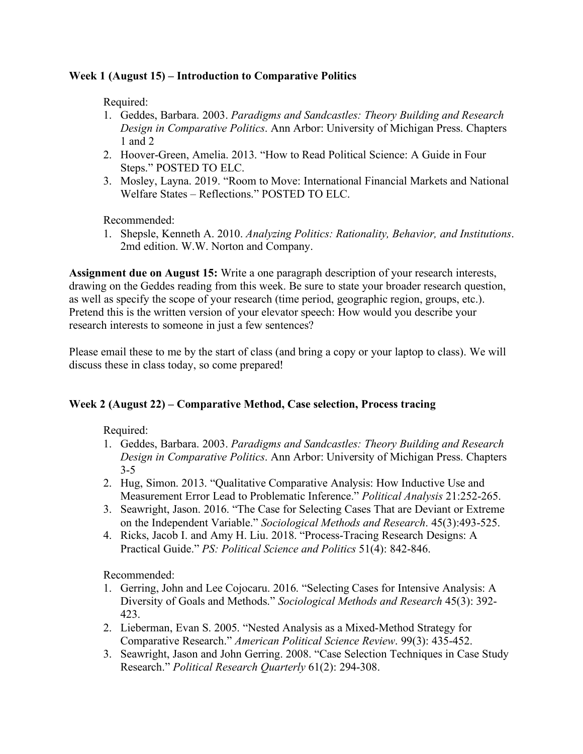**Week 1 (August 15) – Introduction to Comparative Politics**

Required:

1. Geddes, Barbara. 2003. *Paradigms and Sandcastles: Theory Building and Research Design in Comparative Politics*. Ann Arbor: University of Michigan Press. Chapters 1 and 2
2. Hoover-Green, Amelia. 2013. "How to Read Political Science: A Guide in Four Steps." POSTED TO ELC.
3. Mosley, Layna. 2019. "Room to Move: International Financial Markets and National Welfare States – Reflections." POSTED TO ELC.

Recommended:

1. Shepsle, Kenneth A. 2010. *Analyzing Politics: Rationality, Behavior, and Institutions*. 2md edition. W.W. Norton and Company.

**Assignment due on August 15:** Write a one paragraph description of your research interests, drawing on the Geddes reading from this week. Be sure to state your broader research question, as well as specify the scope of your research (time period, geographic region, groups, etc.). Pretend this is the written version of your elevator speech: How would you describe your research interests to someone in just a few sentences?

Please email these to me by the start of class (and bring a copy or your laptop to class). We will discuss these in class today, so come prepared!

**Week 2 (August 22) – Comparative Method, Case selection, Process tracing**

Required:

1. Geddes, Barbara. 2003. *Paradigms and Sandcastles: Theory Building and Research Design in Comparative Politics*. Ann Arbor: University of Michigan Press. Chapters 3-5
2. Hug, Simon. 2013. "Qualitative Comparative Analysis: How Inductive Use and Measurement Error Lead to Problematic Inference." *Political Analysis* 21:252-265.
3. Seawright, Jason. 2016. "The Case for Selecting Cases That are Deviant or Extreme on the Independent Variable." *Sociological Methods and Research*. 45(3):493-525.
4. Ricks, Jacob I. and Amy H. Liu. 2018. "Process-Tracing Research Designs: A Practical Guide." *PS: Political Science and Politics* 51(4): 842-846.

Recommended:

1. Gerring, John and Lee Cojocaru. 2016. "Selecting Cases for Intensive Analysis: A Diversity of Goals and Methods." *Sociological Methods and Research* 45(3): 392-423.
2. Lieberman, Evan S. 2005. "Nested Analysis as a Mixed-Method Strategy for Comparative Research." *American Political Science Review*. 99(3): 435-452.
3. Seawright, Jason and John Gerring. 2008. "Case Selection Techniques in Case Study Research." *Political Research Quarterly* 61(2): 294-308.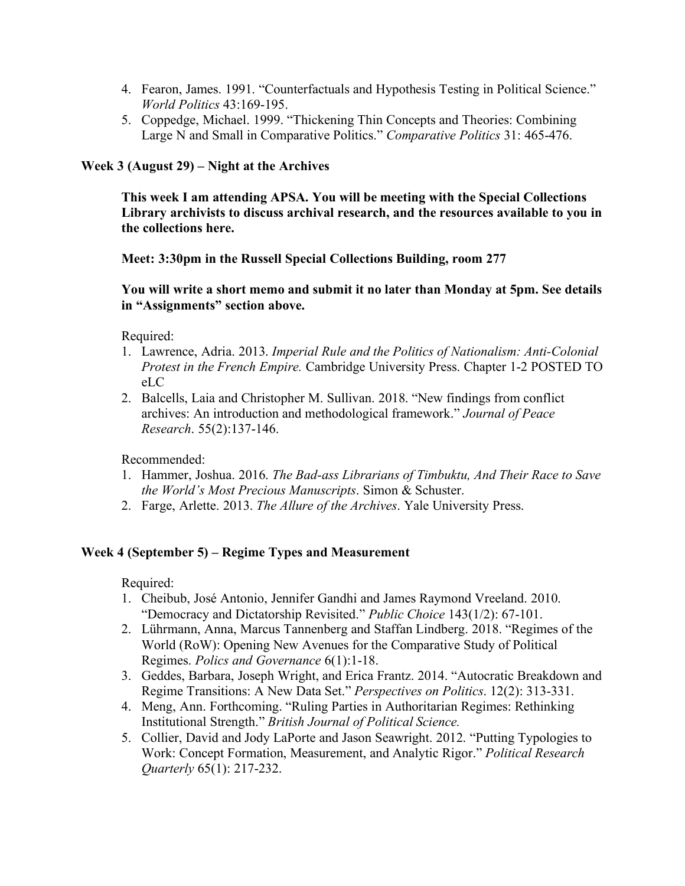4. Fearon, James. 1991. "Counterfactuals and Hypothesis Testing in Political Science." *World Politics* 43:169-195.
5. Coppedge, Michael. 1999. "Thickening Thin Concepts and Theories: Combining Large N and Small in Comparative Politics." *Comparative Politics* 31: 465-476.

### Week 3 (August 29) – Night at the Archives

**This week I am attending APSA. You will be meeting with the Special Collections Library archivists to discuss archival research, and the resources available to you in the collections here.**

**Meet: 3:30pm in the Russell Special Collections Building, room 277**

**You will write a short memo and submit it no later than Monday at 5pm. See details in "Assignments" section above.**

Required:

1. Lawrence, Adria. 2013. *Imperial Rule and the Politics of Nationalism: Anti-Colonial Protest in the French Empire.* Cambridge University Press. Chapter 1-2 POSTED TO eLC
2. Balcells, Laia and Christopher M. Sullivan. 2018. "New findings from conflict archives: An introduction and methodological framework." *Journal of Peace Research*. 55(2):137-146.

Recommended:

1. Hammer, Joshua. 2016. *The Bad-ass Librarians of Timbuktu, And Their Race to Save the World's Most Precious Manuscripts*. Simon & Schuster.
2. Farge, Arlette. 2013. *The Allure of the Archives*. Yale University Press.

### Week 4 (September 5) – Regime Types and Measurement

Required:

1. Cheibub, José Antonio, Jennifer Gandhi and James Raymond Vreeland. 2010. "Democracy and Dictatorship Revisited." *Public Choice* 143(1/2): 67-101.
2. Lührmann, Anna, Marcus Tannenberg and Staffan Lindberg. 2018. "Regimes of the World (RoW): Opening New Avenues for the Comparative Study of Political Regimes. *Polics and Governance* 6(1):1-18.
3. Geddes, Barbara, Joseph Wright, and Erica Frantz. 2014. "Autocratic Breakdown and Regime Transitions: A New Data Set." *Perspectives on Politics*. 12(2): 313-331.
4. Meng, Ann. Forthcoming. "Ruling Parties in Authoritarian Regimes: Rethinking Institutional Strength." *British Journal of Political Science.*
5. Collier, David and Jody LaPorte and Jason Seawright. 2012. "Putting Typologies to Work: Concept Formation, Measurement, and Analytic Rigor." *Political Research Quarterly* 65(1): 217-232.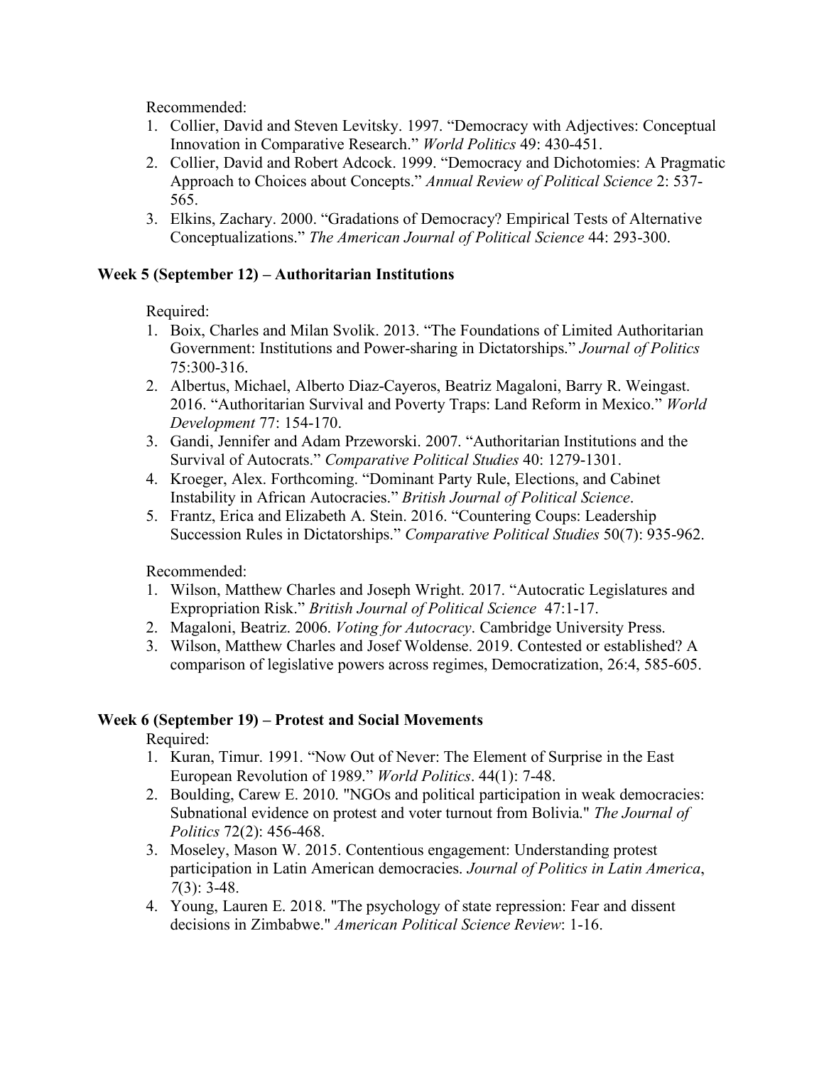Recommended:

1. Collier, David and Steven Levitsky. 1997. "Democracy with Adjectives: Conceptual Innovation in Comparative Research." *World Politics* 49: 430-451.
2. Collier, David and Robert Adcock. 1999. "Democracy and Dichotomies: A Pragmatic Approach to Choices about Concepts." *Annual Review of Political Science* 2: 537-565.
3. Elkins, Zachary. 2000. "Gradations of Democracy? Empirical Tests of Alternative Conceptualizations." *The American Journal of Political Science* 44: 293-300.

**Week 5 (September 12) – Authoritarian Institutions**

Required:

1. Boix, Charles and Milan Svolik. 2013. "The Foundations of Limited Authoritarian Government: Institutions and Power-sharing in Dictatorships." *Journal of Politics* 75:300-316.
2. Albertus, Michael, Alberto Diaz-Cayeros, Beatriz Magaloni, Barry R. Weingast. 2016. "Authoritarian Survival and Poverty Traps: Land Reform in Mexico." *World Development* 77: 154-170.
3. Gandi, Jennifer and Adam Przeworski. 2007. "Authoritarian Institutions and the Survival of Autocrats." *Comparative Political Studies* 40: 1279-1301.
4. Kroeger, Alex. Forthcoming. "Dominant Party Rule, Elections, and Cabinet Instability in African Autocracies." *British Journal of Political Science*.
5. Frantz, Erica and Elizabeth A. Stein. 2016. "Countering Coups: Leadership Succession Rules in Dictatorships." *Comparative Political Studies* 50(7): 935-962.

Recommended:

1. Wilson, Matthew Charles and Joseph Wright. 2017. "Autocratic Legislatures and Expropriation Risk." *British Journal of Political Science* 47:1-17.
2. Magaloni, Beatriz. 2006. *Voting for Autocracy*. Cambridge University Press.
3. Wilson, Matthew Charles and Josef Woldense. 2019. Contested or established? A comparison of legislative powers across regimes, Democratization, 26:4, 585-605.

**Week 6 (September 19) – Protest and Social Movements**

Required:

1. Kuran, Timur. 1991. "Now Out of Never: The Element of Surprise in the East European Revolution of 1989." *World Politics*. 44(1): 7-48.
2. Boulding, Carew E. 2010. "NGOs and political participation in weak democracies: Subnational evidence on protest and voter turnout from Bolivia." *The Journal of Politics* 72(2): 456-468.
3. Moseley, Mason W. 2015. Contentious engagement: Understanding protest participation in Latin American democracies. *Journal of Politics in Latin America*, *7*(3): 3-48.
4. Young, Lauren E. 2018. "The psychology of state repression: Fear and dissent decisions in Zimbabwe." *American Political Science Review*: 1-16.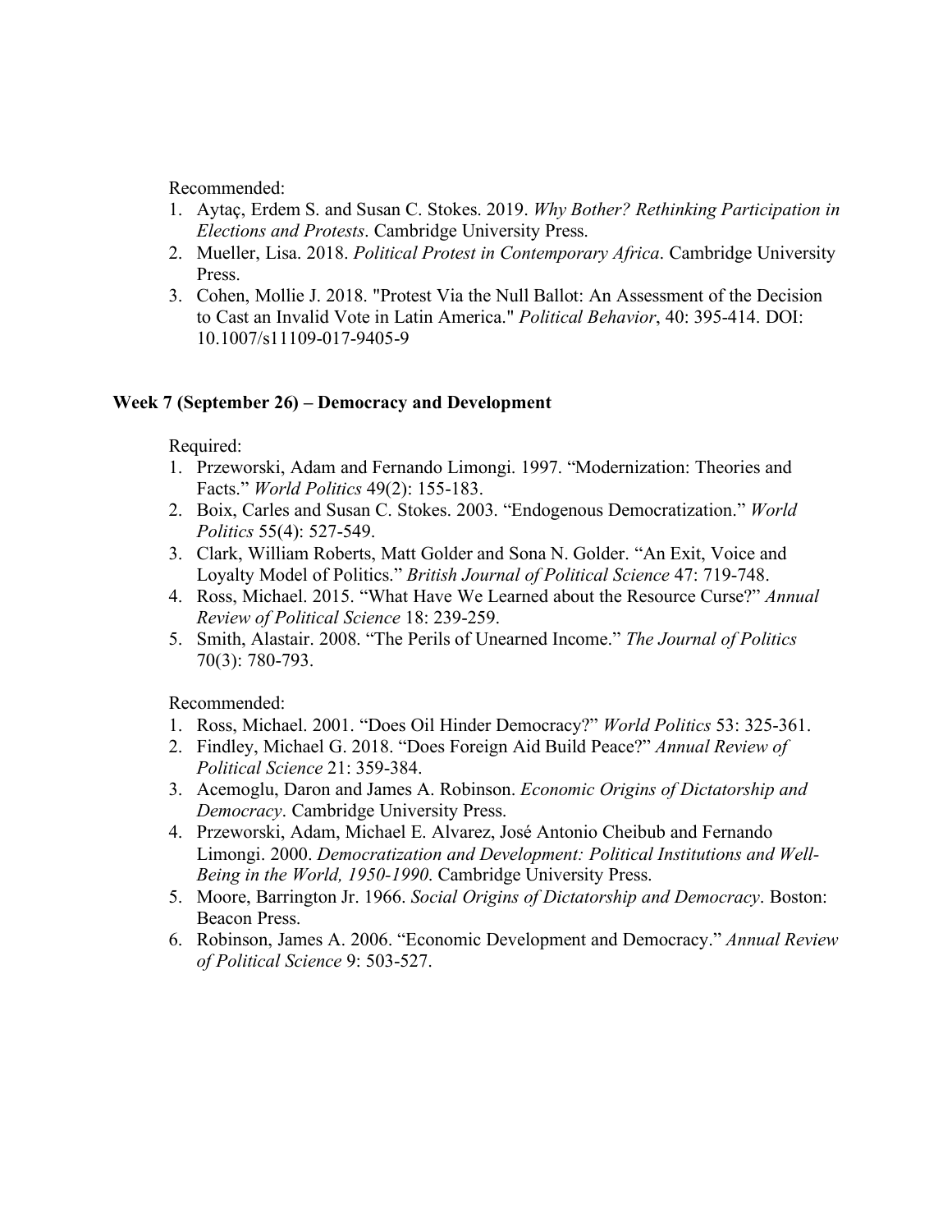Recommended:

1. Aytaç, Erdem S. and Susan C. Stokes. 2019. *Why Bother? Rethinking Participation in Elections and Protests*. Cambridge University Press.
2. Mueller, Lisa. 2018. *Political Protest in Contemporary Africa*. Cambridge University Press.
3. Cohen, Mollie J. 2018. "Protest Via the Null Ballot: An Assessment of the Decision to Cast an Invalid Vote in Latin America." *Political Behavior*, 40: 395-414. DOI: 10.1007/s11109-017-9405-9

### Week 7 (September 26) – Democracy and Development

Required:

1. Przeworski, Adam and Fernando Limongi. 1997. "Modernization: Theories and Facts." *World Politics* 49(2): 155-183.
2. Boix, Carles and Susan C. Stokes. 2003. "Endogenous Democratization." *World Politics* 55(4): 527-549.
3. Clark, William Roberts, Matt Golder and Sona N. Golder. "An Exit, Voice and Loyalty Model of Politics." *British Journal of Political Science* 47: 719-748.
4. Ross, Michael. 2015. "What Have We Learned about the Resource Curse?" *Annual Review of Political Science* 18: 239-259.
5. Smith, Alastair. 2008. "The Perils of Unearned Income." *The Journal of Politics* 70(3): 780-793.

Recommended:

1. Ross, Michael. 2001. "Does Oil Hinder Democracy?" *World Politics* 53: 325-361.
2. Findley, Michael G. 2018. "Does Foreign Aid Build Peace?" *Annual Review of Political Science* 21: 359-384.
3. Acemoglu, Daron and James A. Robinson. *Economic Origins of Dictatorship and Democracy*. Cambridge University Press.
4. Przeworski, Adam, Michael E. Alvarez, José Antonio Cheibub and Fernando Limongi. 2000. *Democratization and Development: Political Institutions and Well-Being in the World, 1950-1990*. Cambridge University Press.
5. Moore, Barrington Jr. 1966. *Social Origins of Dictatorship and Democracy*. Boston: Beacon Press.
6. Robinson, James A. 2006. "Economic Development and Democracy." *Annual Review of Political Science* 9: 503-527.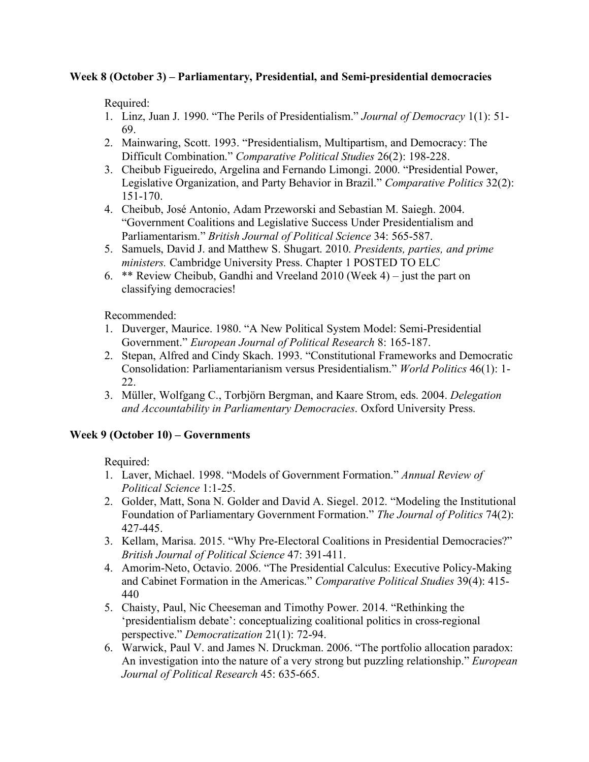**Week 8 (October 3) – Parliamentary, Presidential, and Semi-presidential democracies**

Required:

1. Linz, Juan J. 1990. "The Perils of Presidentialism." *Journal of Democracy* 1(1): 51-69.
2. Mainwaring, Scott. 1993. "Presidentialism, Multipartism, and Democracy: The Difficult Combination." *Comparative Political Studies* 26(2): 198-228.
3. Cheibub Figueiredo, Argelina and Fernando Limongi. 2000. "Presidential Power, Legislative Organization, and Party Behavior in Brazil." *Comparative Politics* 32(2): 151-170.
4. Cheibub, José Antonio, Adam Przeworski and Sebastian M. Saiegh. 2004. "Government Coalitions and Legislative Success Under Presidentialism and Parliamentarism." *British Journal of Political Science* 34: 565-587.
5. Samuels, David J. and Matthew S. Shugart. 2010. *Presidents, parties, and prime ministers.* Cambridge University Press. Chapter 1 POSTED TO ELC
6. ** Review Cheibub, Gandhi and Vreeland 2010 (Week 4) – just the part on classifying democracies!

Recommended:

1. Duverger, Maurice. 1980. "A New Political System Model: Semi-Presidential Government." *European Journal of Political Research* 8: 165-187.
2. Stepan, Alfred and Cindy Skach. 1993. "Constitutional Frameworks and Democratic Consolidation: Parliamentarianism versus Presidentialism." *World Politics* 46(1): 1-22.
3. Müller, Wolfgang C., Torbjörn Bergman, and Kaare Strom, eds. 2004. *Delegation and Accountability in Parliamentary Democracies*. Oxford University Press.

**Week 9 (October 10) – Governments**

Required:

1. Laver, Michael. 1998. "Models of Government Formation." *Annual Review of Political Science* 1:1-25.
2. Golder, Matt, Sona N. Golder and David A. Siegel. 2012. "Modeling the Institutional Foundation of Parliamentary Government Formation." *The Journal of Politics* 74(2): 427-445.
3. Kellam, Marisa. 2015. "Why Pre-Electoral Coalitions in Presidential Democracies?" *British Journal of Political Science* 47: 391-411.
4. Amorim-Neto, Octavio. 2006. "The Presidential Calculus: Executive Policy-Making and Cabinet Formation in the Americas." *Comparative Political Studies* 39(4): 415-440
5. Chaisty, Paul, Nic Cheeseman and Timothy Power. 2014. "Rethinking the 'presidentialism debate': conceptualizing coalitional politics in cross-regional perspective." *Democratization* 21(1): 72-94.
6. Warwick, Paul V. and James N. Druckman. 2006. "The portfolio allocation paradox: An investigation into the nature of a very strong but puzzling relationship." *European Journal of Political Research* 45: 635-665.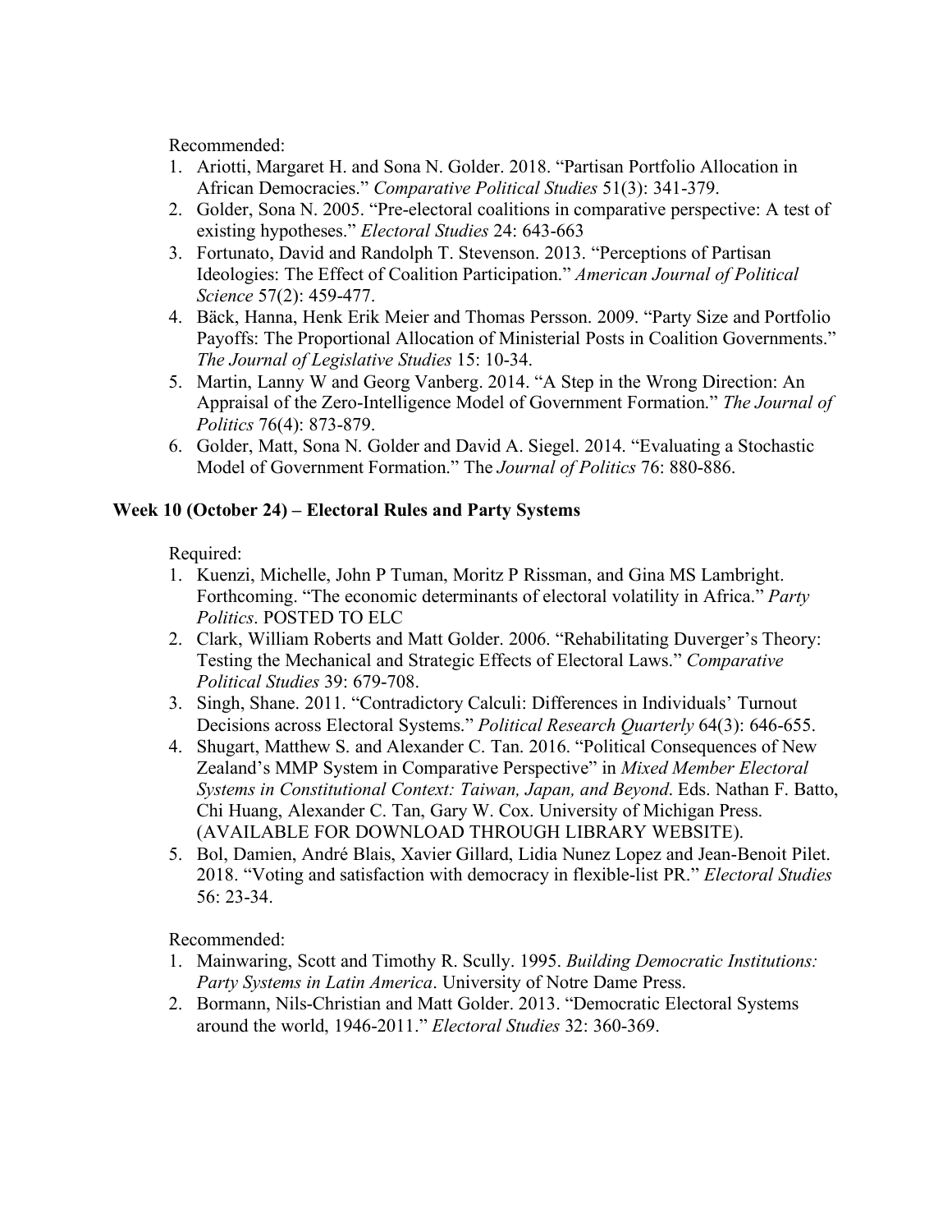Recommended:

1. Ariotti, Margaret H. and Sona N. Golder. 2018. "Partisan Portfolio Allocation in African Democracies." *Comparative Political Studies* 51(3): 341-379.
2. Golder, Sona N. 2005. "Pre-electoral coalitions in comparative perspective: A test of existing hypotheses." *Electoral Studies* 24: 643-663
3. Fortunato, David and Randolph T. Stevenson. 2013. "Perceptions of Partisan Ideologies: The Effect of Coalition Participation." *American Journal of Political Science* 57(2): 459-477.
4. Bäck, Hanna, Henk Erik Meier and Thomas Persson. 2009. "Party Size and Portfolio Payoffs: The Proportional Allocation of Ministerial Posts in Coalition Governments." *The Journal of Legislative Studies* 15: 10-34.
5. Martin, Lanny W and Georg Vanberg. 2014. "A Step in the Wrong Direction: An Appraisal of the Zero-Intelligence Model of Government Formation." *The Journal of Politics* 76(4): 873-879.
6. Golder, Matt, Sona N. Golder and David A. Siegel. 2014. "Evaluating a Stochastic Model of Government Formation." The *Journal of Politics* 76: 880-886.

### Week 10 (October 24) – Electoral Rules and Party Systems

Required:

1. Kuenzi, Michelle, John P Tuman, Moritz P Rissman, and Gina MS Lambright. Forthcoming. "The economic determinants of electoral volatility in Africa." *Party Politics*. POSTED TO ELC
2. Clark, William Roberts and Matt Golder. 2006. "Rehabilitating Duverger's Theory: Testing the Mechanical and Strategic Effects of Electoral Laws." *Comparative Political Studies* 39: 679-708.
3. Singh, Shane. 2011. "Contradictory Calculi: Differences in Individuals' Turnout Decisions across Electoral Systems." *Political Research Quarterly* 64(3): 646-655.
4. Shugart, Matthew S. and Alexander C. Tan. 2016. "Political Consequences of New Zealand's MMP System in Comparative Perspective" in *Mixed Member Electoral Systems in Constitutional Context: Taiwan, Japan, and Beyond*. Eds. Nathan F. Batto, Chi Huang, Alexander C. Tan, Gary W. Cox. University of Michigan Press. (AVAILABLE FOR DOWNLOAD THROUGH LIBRARY WEBSITE).
5. Bol, Damien, André Blais, Xavier Gillard, Lidia Nunez Lopez and Jean-Benoit Pilet. 2018. "Voting and satisfaction with democracy in flexible-list PR." *Electoral Studies* 56: 23-34.

Recommended:

1. Mainwaring, Scott and Timothy R. Scully. 1995. *Building Democratic Institutions: Party Systems in Latin America*. University of Notre Dame Press.
2. Bormann, Nils-Christian and Matt Golder. 2013. "Democratic Electoral Systems around the world, 1946-2011." *Electoral Studies* 32: 360-369.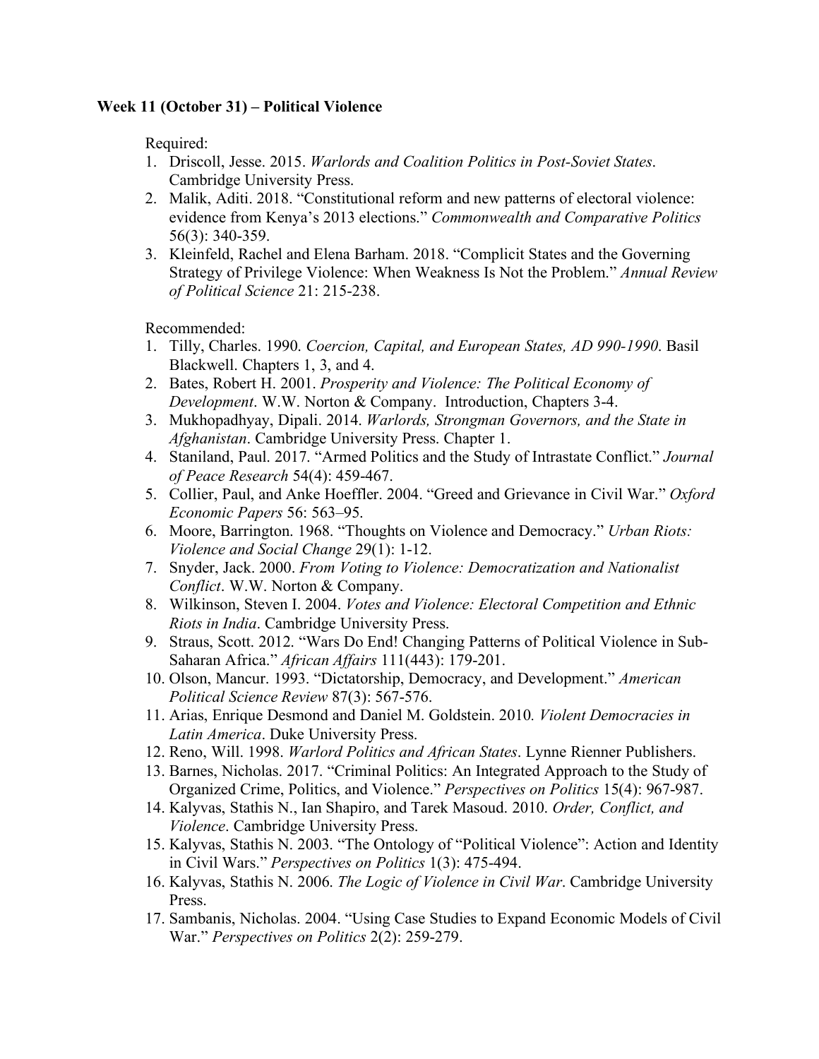**Week 11 (October 31) – Political Violence**

Required:

1. Driscoll, Jesse. 2015. *Warlords and Coalition Politics in Post-Soviet States*. Cambridge University Press.
2. Malik, Aditi. 2018. "Constitutional reform and new patterns of electoral violence: evidence from Kenya's 2013 elections." *Commonwealth and Comparative Politics* 56(3): 340-359.
3. Kleinfeld, Rachel and Elena Barham. 2018. "Complicit States and the Governing Strategy of Privilege Violence: When Weakness Is Not the Problem." *Annual Review of Political Science* 21: 215-238.

Recommended:

1. Tilly, Charles. 1990. *Coercion, Capital, and European States, AD 990-1990*. Basil Blackwell. Chapters 1, 3, and 4.
2. Bates, Robert H. 2001. *Prosperity and Violence: The Political Economy of Development*. W.W. Norton & Company. Introduction, Chapters 3-4.
3. Mukhopadhyay, Dipali. 2014. *Warlords, Strongman Governors, and the State in Afghanistan*. Cambridge University Press. Chapter 1.
4. Staniland, Paul. 2017. "Armed Politics and the Study of Intrastate Conflict." *Journal of Peace Research* 54(4): 459-467.
5. Collier, Paul, and Anke Hoeffler. 2004. "Greed and Grievance in Civil War." *Oxford Economic Papers* 56: 563–95.
6. Moore, Barrington. 1968. "Thoughts on Violence and Democracy." *Urban Riots: Violence and Social Change* 29(1): 1-12.
7. Snyder, Jack. 2000. *From Voting to Violence: Democratization and Nationalist Conflict*. W.W. Norton & Company.
8. Wilkinson, Steven I. 2004. *Votes and Violence: Electoral Competition and Ethnic Riots in India*. Cambridge University Press.
9. Straus, Scott. 2012. "Wars Do End! Changing Patterns of Political Violence in Sub-Saharan Africa." *African Affairs* 111(443): 179-201.
10. Olson, Mancur. 1993. "Dictatorship, Democracy, and Development." *American Political Science Review* 87(3): 567-576.
11. Arias, Enrique Desmond and Daniel M. Goldstein. 2010. *Violent Democracies in Latin America*. Duke University Press.
12. Reno, Will. 1998. *Warlord Politics and African States*. Lynne Rienner Publishers.
13. Barnes, Nicholas. 2017. "Criminal Politics: An Integrated Approach to the Study of Organized Crime, Politics, and Violence." *Perspectives on Politics* 15(4): 967-987.
14. Kalyvas, Stathis N., Ian Shapiro, and Tarek Masoud. 2010. *Order, Conflict, and Violence*. Cambridge University Press.
15. Kalyvas, Stathis N. 2003. "The Ontology of "Political Violence": Action and Identity in Civil Wars." *Perspectives on Politics* 1(3): 475-494.
16. Kalyvas, Stathis N. 2006. *The Logic of Violence in Civil War*. Cambridge University Press.
17. Sambanis, Nicholas. 2004. "Using Case Studies to Expand Economic Models of Civil War." *Perspectives on Politics* 2(2): 259-279.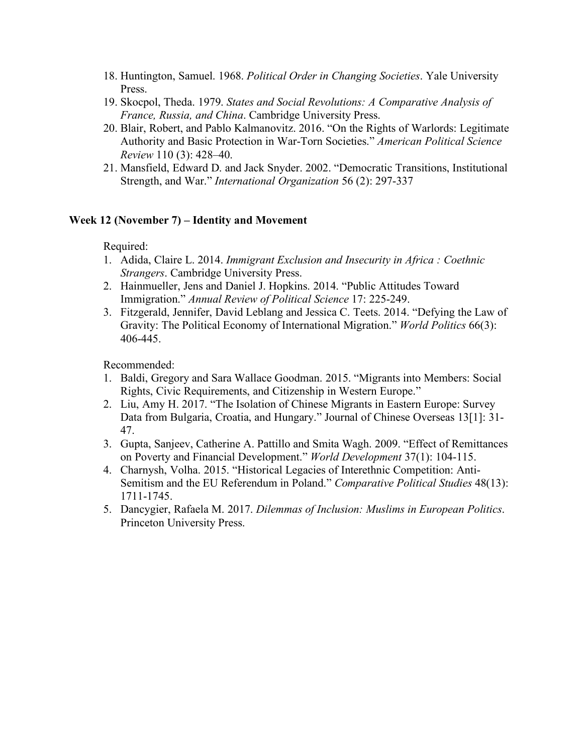18. Huntington, Samuel. 1968. *Political Order in Changing Societies*. Yale University Press.
19. Skocpol, Theda. 1979. *States and Social Revolutions: A Comparative Analysis of France, Russia, and China*. Cambridge University Press.
20. Blair, Robert, and Pablo Kalmanovitz. 2016. "On the Rights of Warlords: Legitimate Authority and Basic Protection in War-Torn Societies." *American Political Science Review* 110 (3): 428–40.
21. Mansfield, Edward D. and Jack Snyder. 2002. "Democratic Transitions, Institutional Strength, and War." *International Organization* 56 (2): 297-337

**Week 12 (November 7) – Identity and Movement**

Required:

1. Adida, Claire L. 2014. *Immigrant Exclusion and Insecurity in Africa : Coethnic Strangers*. Cambridge University Press.
2. Hainmueller, Jens and Daniel J. Hopkins. 2014. "Public Attitudes Toward Immigration." *Annual Review of Political Science* 17: 225-249.
3. Fitzgerald, Jennifer, David Leblang and Jessica C. Teets. 2014. "Defying the Law of Gravity: The Political Economy of International Migration." *World Politics* 66(3): 406-445.

Recommended:

1. Baldi, Gregory and Sara Wallace Goodman. 2015. "Migrants into Members: Social Rights, Civic Requirements, and Citizenship in Western Europe."
2. Liu, Amy H. 2017. "The Isolation of Chinese Migrants in Eastern Europe: Survey Data from Bulgaria, Croatia, and Hungary." Journal of Chinese Overseas 13[1]: 31-47.
3. Gupta, Sanjeev, Catherine A. Pattillo and Smita Wagh. 2009. "Effect of Remittances on Poverty and Financial Development." *World Development* 37(1): 104-115.
4. Charnysh, Volha. 2015. "Historical Legacies of Interethnic Competition: Anti-Semitism and the EU Referendum in Poland." *Comparative Political Studies* 48(13): 1711-1745.
5. Dancygier, Rafaela M. 2017. *Dilemmas of Inclusion: Muslims in European Politics*. Princeton University Press.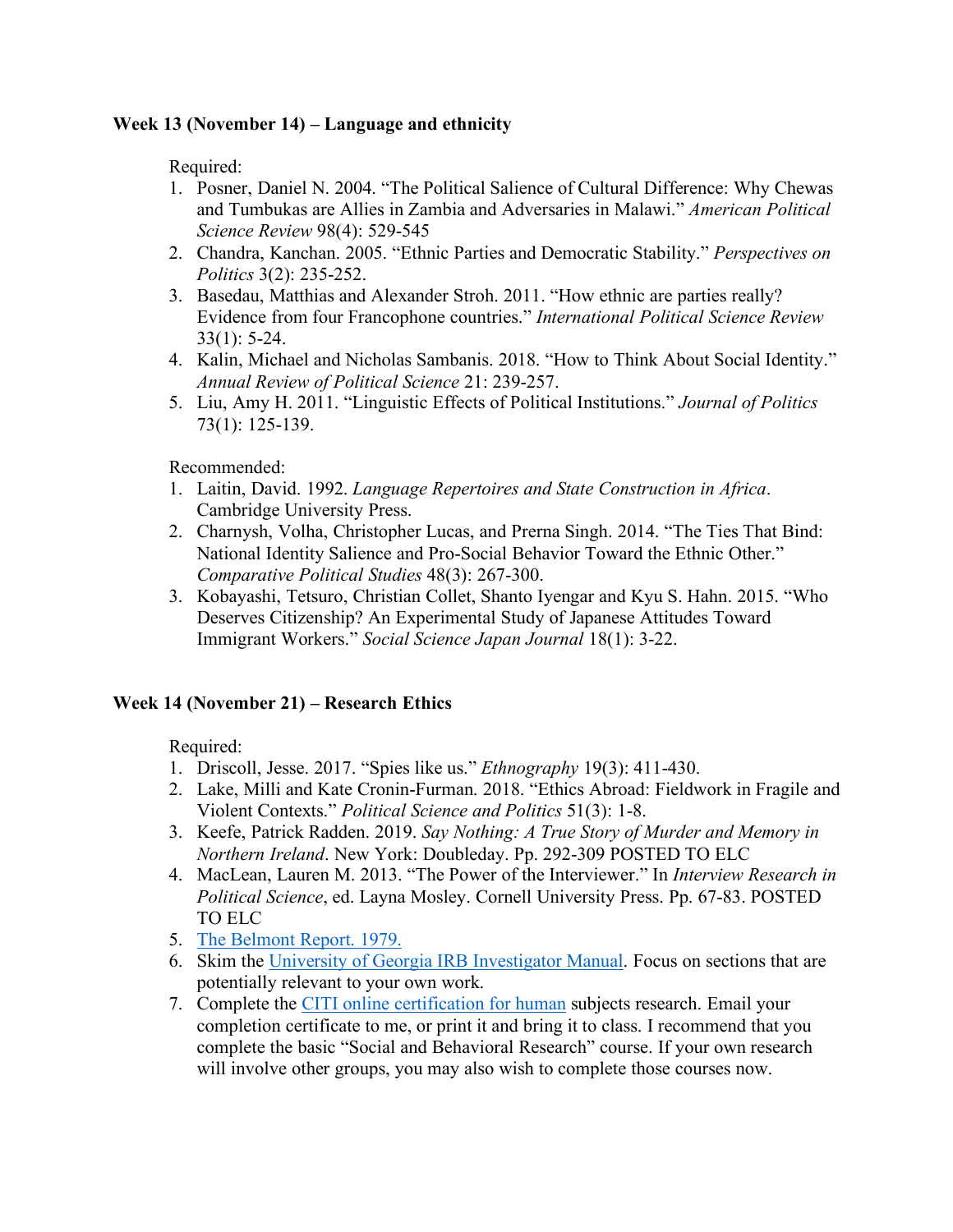**Week 13 (November 14) – Language and ethnicity**

Required:

1. Posner, Daniel N. 2004. "The Political Salience of Cultural Difference: Why Chewas and Tumbukas are Allies in Zambia and Adversaries in Malawi." *American Political Science Review* 98(4): 529-545
2. Chandra, Kanchan. 2005. "Ethnic Parties and Democratic Stability." *Perspectives on Politics* 3(2): 235-252.
3. Basedau, Matthias and Alexander Stroh. 2011. "How ethnic are parties really? Evidence from four Francophone countries." *International Political Science Review* 33(1): 5-24.
4. Kalin, Michael and Nicholas Sambanis. 2018. "How to Think About Social Identity." *Annual Review of Political Science* 21: 239-257.
5. Liu, Amy H. 2011. "Linguistic Effects of Political Institutions." *Journal of Politics* 73(1): 125-139.

Recommended:

1. Laitin, David. 1992. *Language Repertoires and State Construction in Africa*. Cambridge University Press.
2. Charnysh, Volha, Christopher Lucas, and Prerna Singh. 2014. "The Ties That Bind: National Identity Salience and Pro-Social Behavior Toward the Ethnic Other." *Comparative Political Studies* 48(3): 267-300.
3. Kobayashi, Tetsuro, Christian Collet, Shanto Iyengar and Kyu S. Hahn. 2015. "Who Deserves Citizenship? An Experimental Study of Japanese Attitudes Toward Immigrant Workers." *Social Science Japan Journal* 18(1): 3-22.

**Week 14 (November 21) – Research Ethics**

Required:

1. Driscoll, Jesse. 2017. "Spies like us." *Ethnography* 19(3): 411-430.
2. Lake, Milli and Kate Cronin-Furman. 2018. "Ethics Abroad: Fieldwork in Fragile and Violent Contexts." *Political Science and Politics* 51(3): 1-8.
3. Keefe, Patrick Radden. 2019. *Say Nothing: A True Story of Murder and Memory in Northern Ireland*. New York: Doubleday. Pp. 292-309 POSTED TO ELC
4. MacLean, Lauren M. 2013. "The Power of the Interviewer." In *Interview Research in Political Science*, ed. Layna Mosley. Cornell University Press. Pp. 67-83. POSTED TO ELC
5. The Belmont Report. 1979.
6. Skim the University of Georgia IRB Investigator Manual. Focus on sections that are potentially relevant to your own work.
7. Complete the CITI online certification for human subjects research. Email your completion certificate to me, or print it and bring it to class. I recommend that you complete the basic "Social and Behavioral Research" course. If your own research will involve other groups, you may also wish to complete those courses now.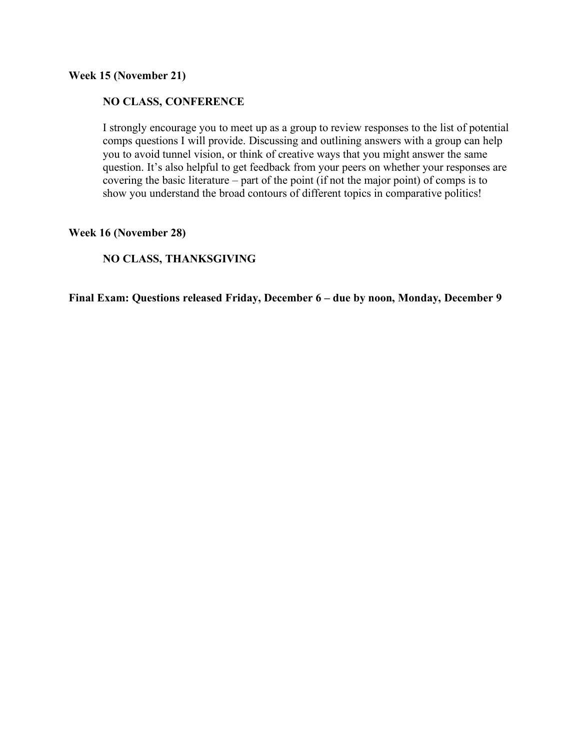**Week 15 (November 21)**

**NO CLASS, CONFERENCE**

I strongly encourage you to meet up as a group to review responses to the list of potential comps questions I will provide. Discussing and outlining answers with a group can help you to avoid tunnel vision, or think of creative ways that you might answer the same question. It's also helpful to get feedback from your peers on whether your responses are covering the basic literature – part of the point (if not the major point) of comps is to show you understand the broad contours of different topics in comparative politics!

**Week 16 (November 28)**

**NO CLASS, THANKSGIVING**

**Final Exam: Questions released Friday, December 6 – due by noon, Monday, December 9**